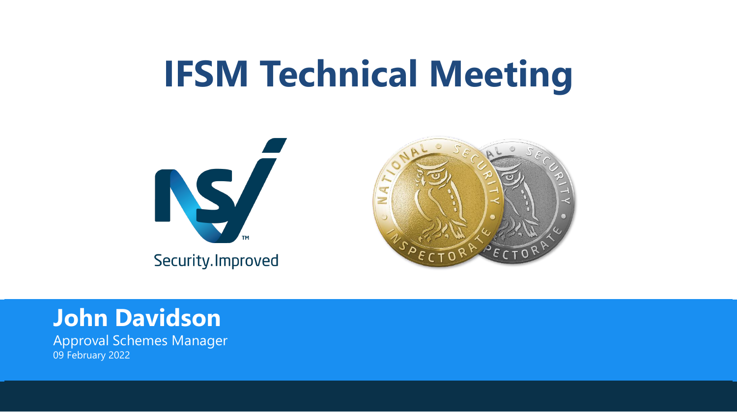# IFSM Technical Meeting

Security.Improved

**John Davidson**

Approval Schemes Manager

09 February 2022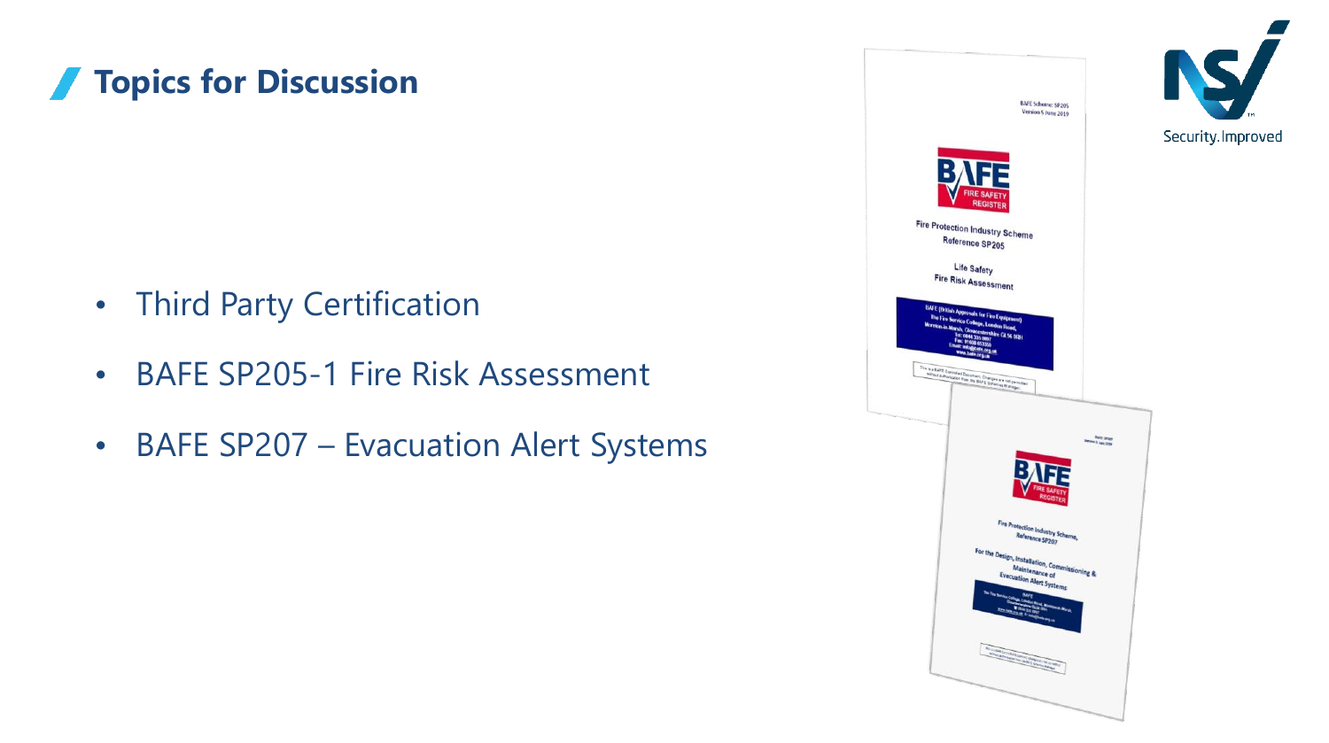## Topics for Discussion

- Third Party Certification
- BAFE SP205-1 Fire Risk Assessment
- BAFE SP207 – Evacuation Alert Systems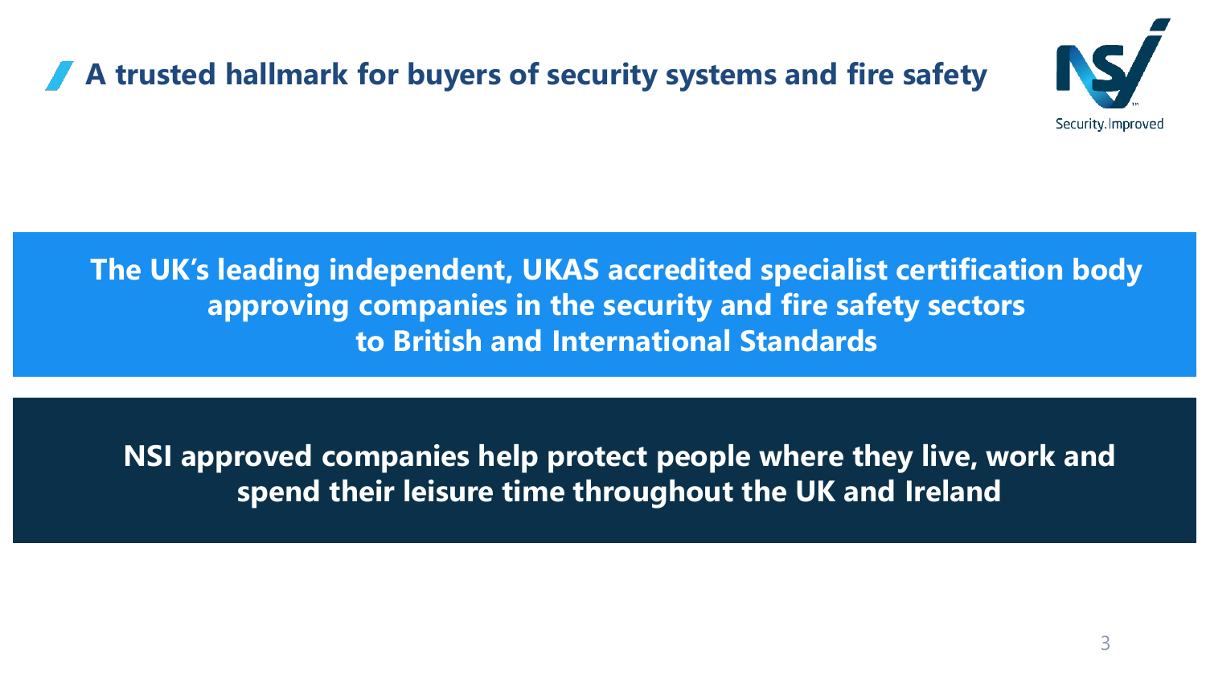## A trusted hallmark for buyers of security systems and fire safety

Security.Improved

**The UK's leading independent, UKAS accredited specialist certification body approving companies in the security and fire safety sectors to British and International Standards**

**NSI approved companies help protect people where they live, work and spend their leisure time throughout the UK and Ireland**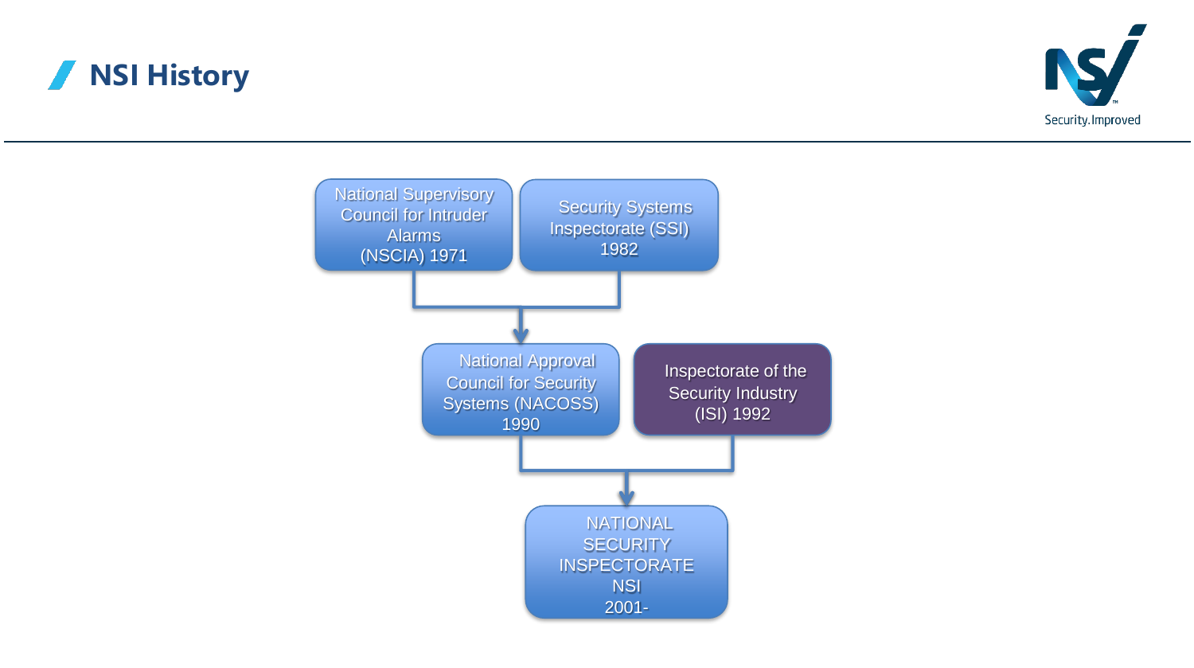# NSI History

National Supervisory Council for Intruder Alarms (NSCIA) 1971

Security Systems Inspectorate (SSI) 1982

National Approval Council for Security Systems (NACOSS) 1990

Inspectorate of the Security Industry (ISI) 1992

NATIONAL SECURITY INSPECTORATE NSI 2001-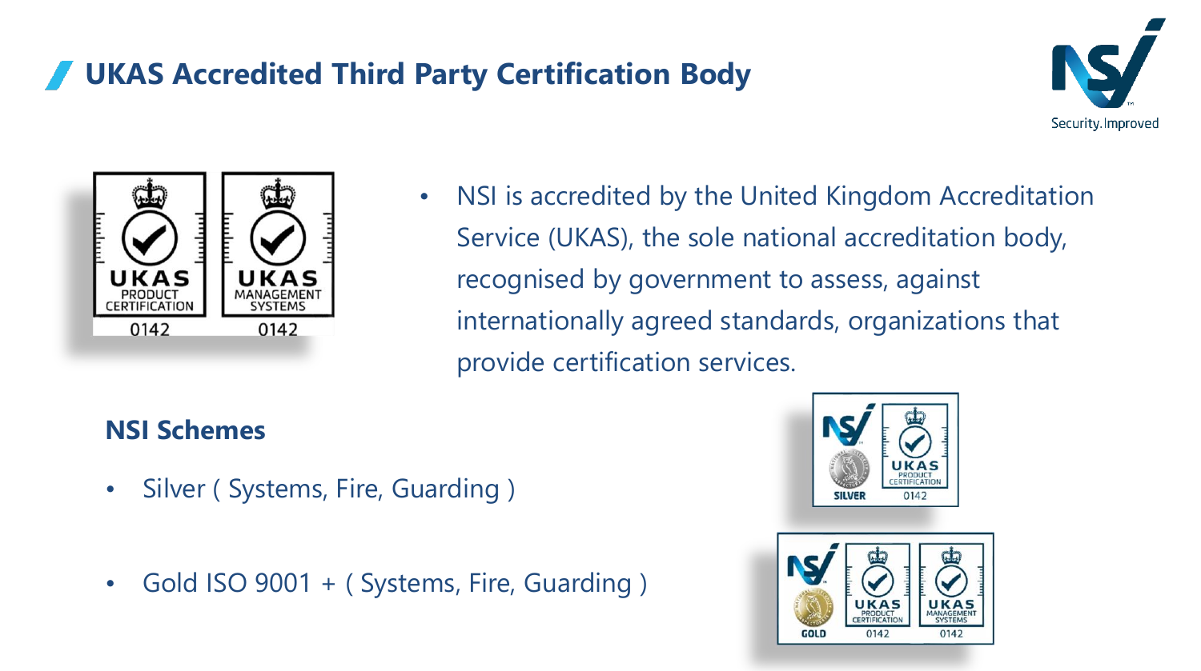# UKAS Accredited Third Party Certification Body

- NSI is accredited by the United Kingdom Accreditation Service (UKAS), the sole national accreditation body, recognised by government to assess, against internationally agreed standards, organizations that provide certification services.

## NSI Schemes

- Silver ( Systems, Fire, Guarding )
- Gold ISO 9001 + ( Systems, Fire, Guarding )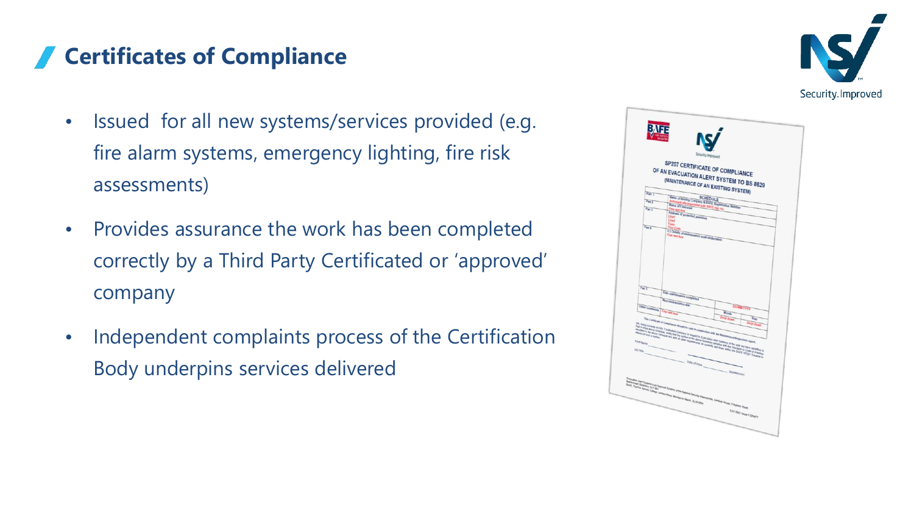## Certificates of Compliance

- Issued  for all new systems/services provided (e.g. fire alarm systems, emergency lighting, fire risk assessments)
- Provides assurance the work has been completed correctly by a Third Party Certificated or 'approved' company
- Independent complaints process of the Certification Body underpins services delivered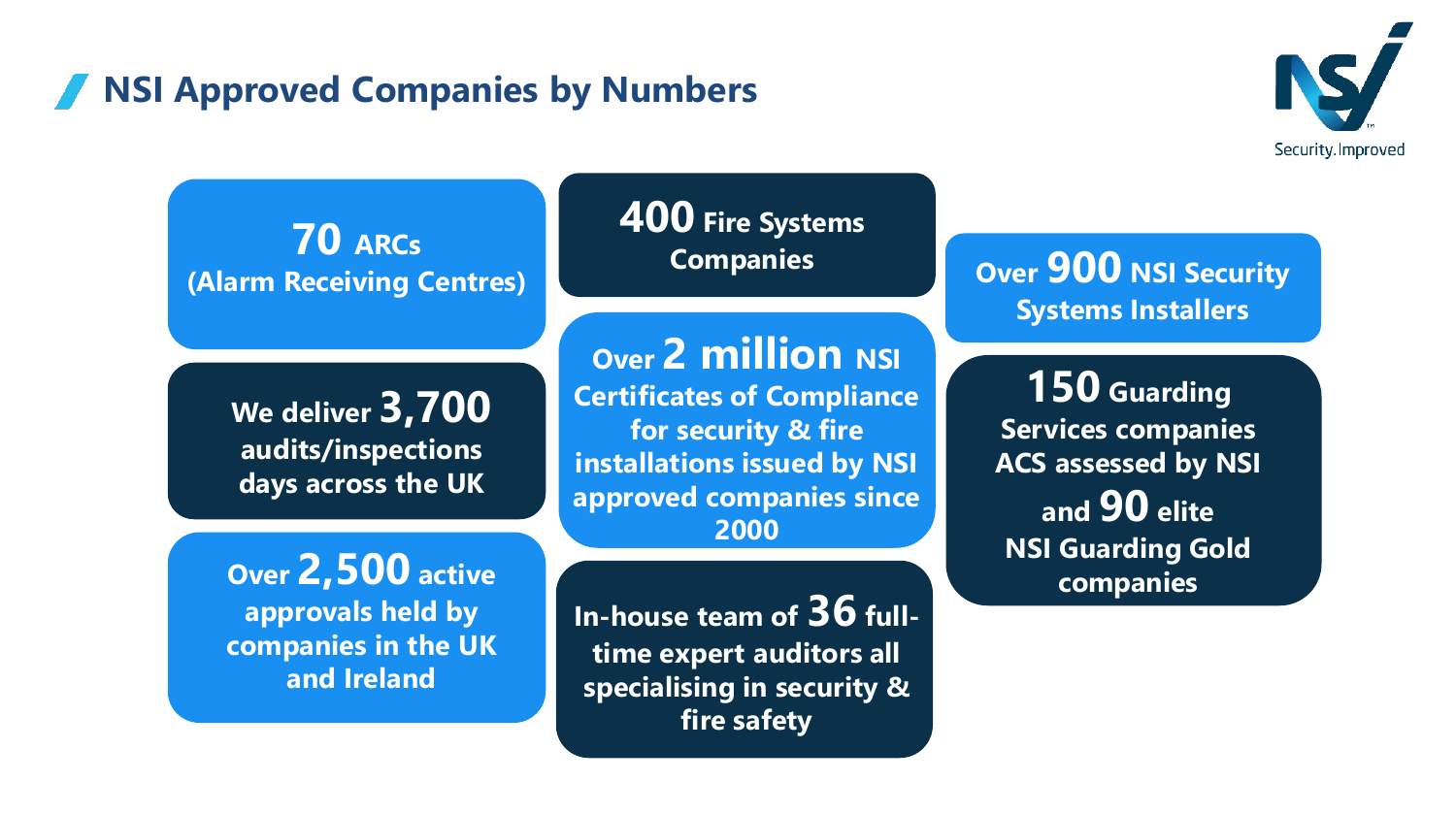## NSI Approved Companies by Numbers

**70 ARCs (Alarm Receiving Centres)**

**We deliver 3,700 audits/inspections days across the UK**

**Over 2,500 active approvals held by companies in the UK and Ireland**

**400 Fire Systems Companies**

**Over 2 million NSI Certificates of Compliance for security & fire installations issued by NSI approved companies since 2000**

**In-house team of 36 full-time expert auditors all specialising in security & fire safety**

**Over 900 NSI Security Systems Installers**

**150 Guarding Services companies ACS assessed by NSI and 90 elite NSI Guarding Gold companies**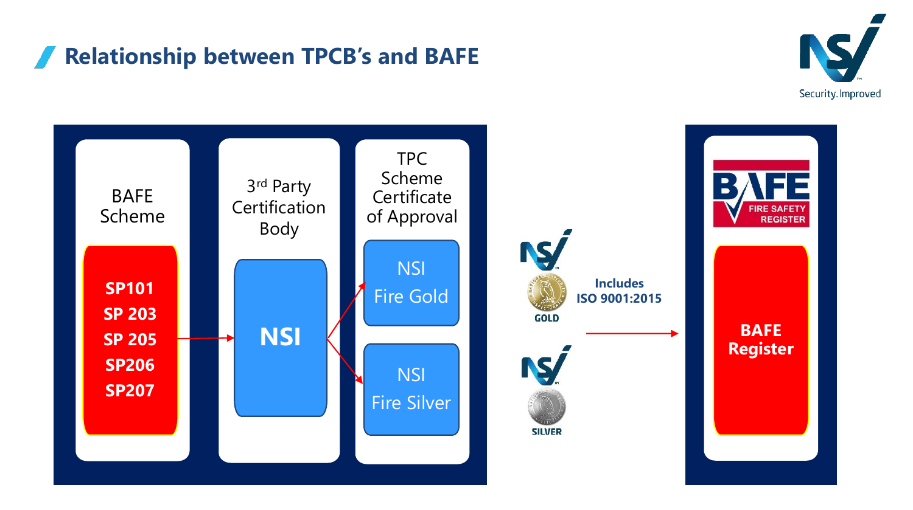## Relationship between TPCB's and BAFE

Security. Improved

**BAFE Scheme**

- **SP101**
- **SP 203**
- **SP 205**
- **SP206**
- **SP207**

**3rd Party Certification Body**

**NSI**

**TPC Scheme Certificate of Approval**

- NSI Fire Gold
- NSI Fire Silver

GOLD

SILVER

**Includes ISO 9001:2015**

BAFE FIRE SAFETY REGISTER

**BAFE Register**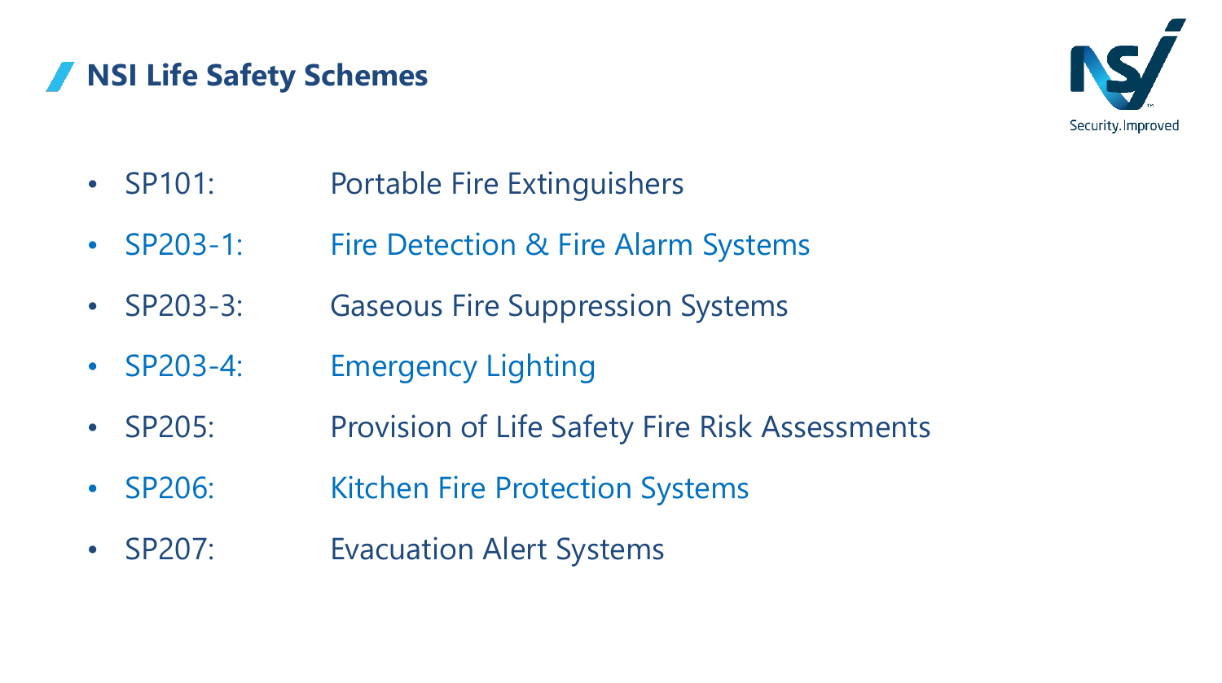## NSI Life Safety Schemes

- SP101: Portable Fire Extinguishers
- SP203-1: Fire Detection & Fire Alarm Systems
- SP203-3: Gaseous Fire Suppression Systems
- SP203-4: Emergency Lighting
- SP205: Provision of Life Safety Fire Risk Assessments
- SP206: Kitchen Fire Protection Systems
- SP207: Evacuation Alert Systems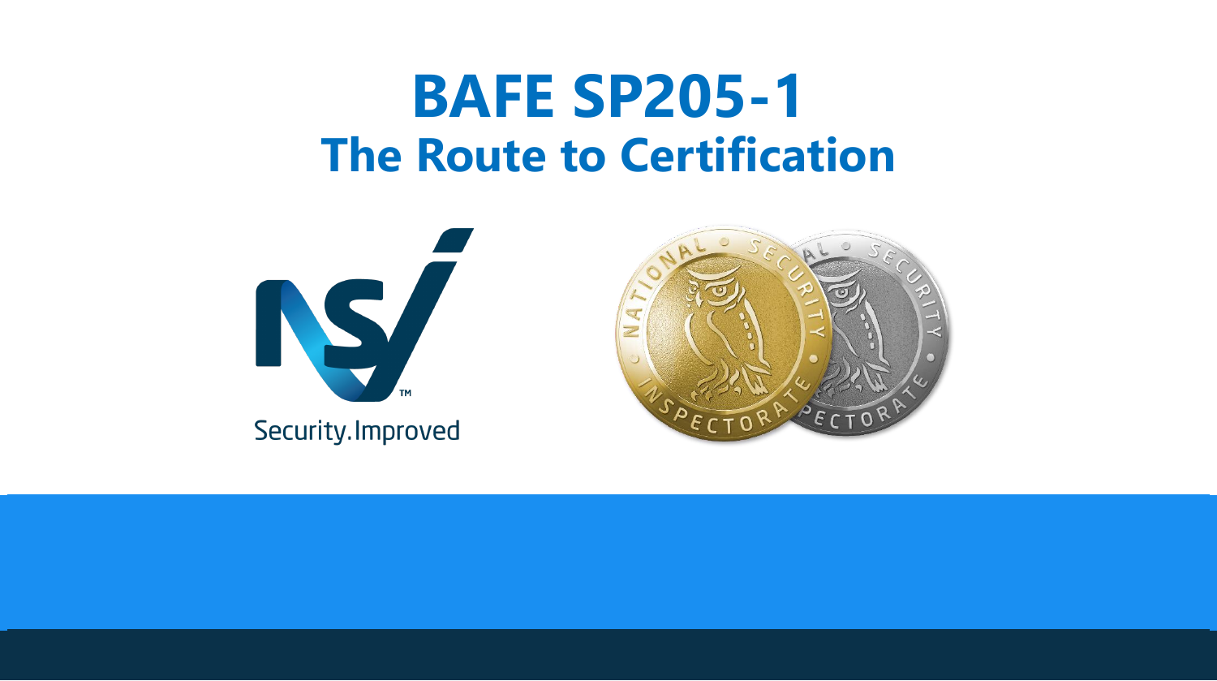# BAFE SP205-1
## The Route to Certification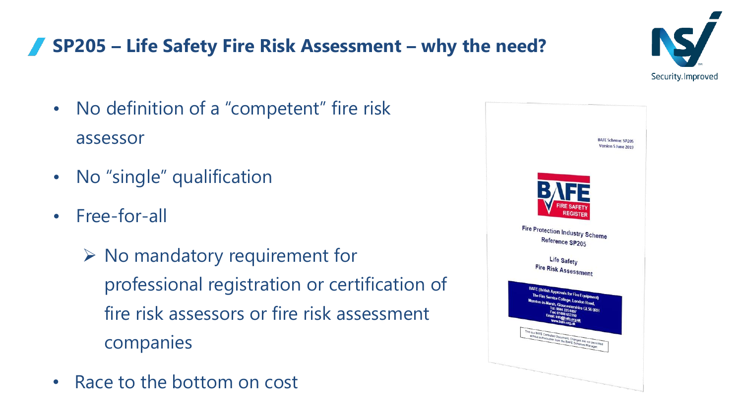## SP205 – Life Safety Fire Risk Assessment – why the need?

- No definition of a "competent" fire risk assessor
- No "single" qualification
- Free-for-all
  - No mandatory requirement for professional registration or certification of fire risk assessors or fire risk assessment companies
- Race to the bottom on cost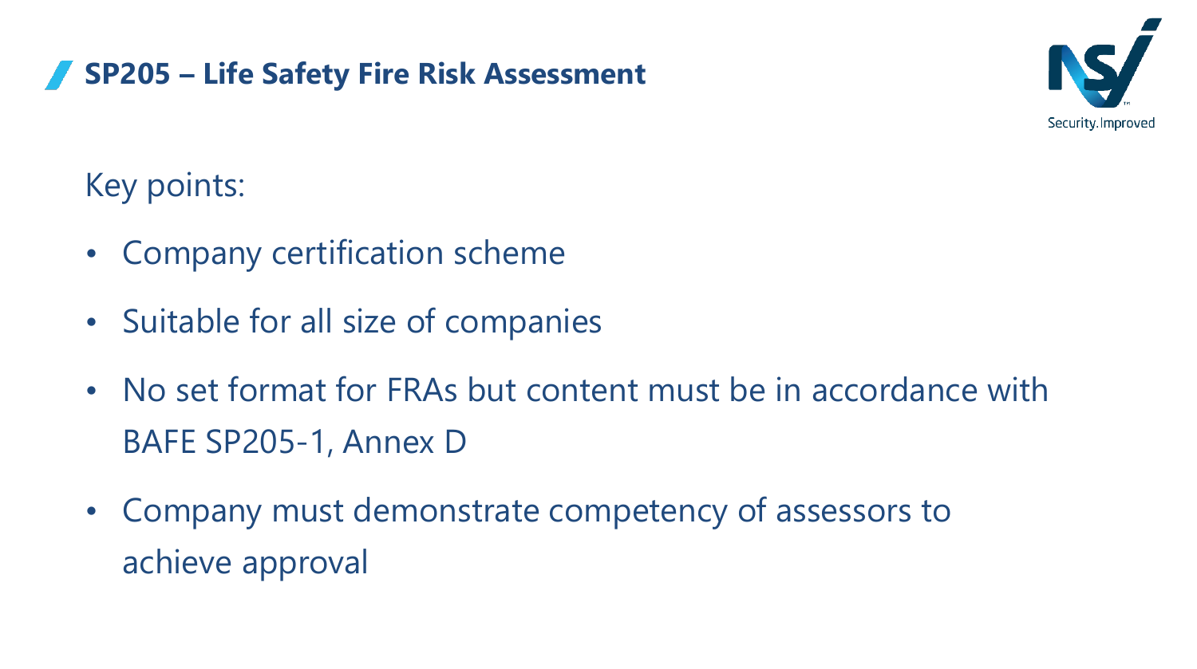## SP205 – Life Safety Fire Risk Assessment

Key points:

- Company certification scheme
- Suitable for all size of companies
- No set format for FRAs but content must be in accordance with BAFE SP205-1, Annex D
- Company must demonstrate competency of assessors to achieve approval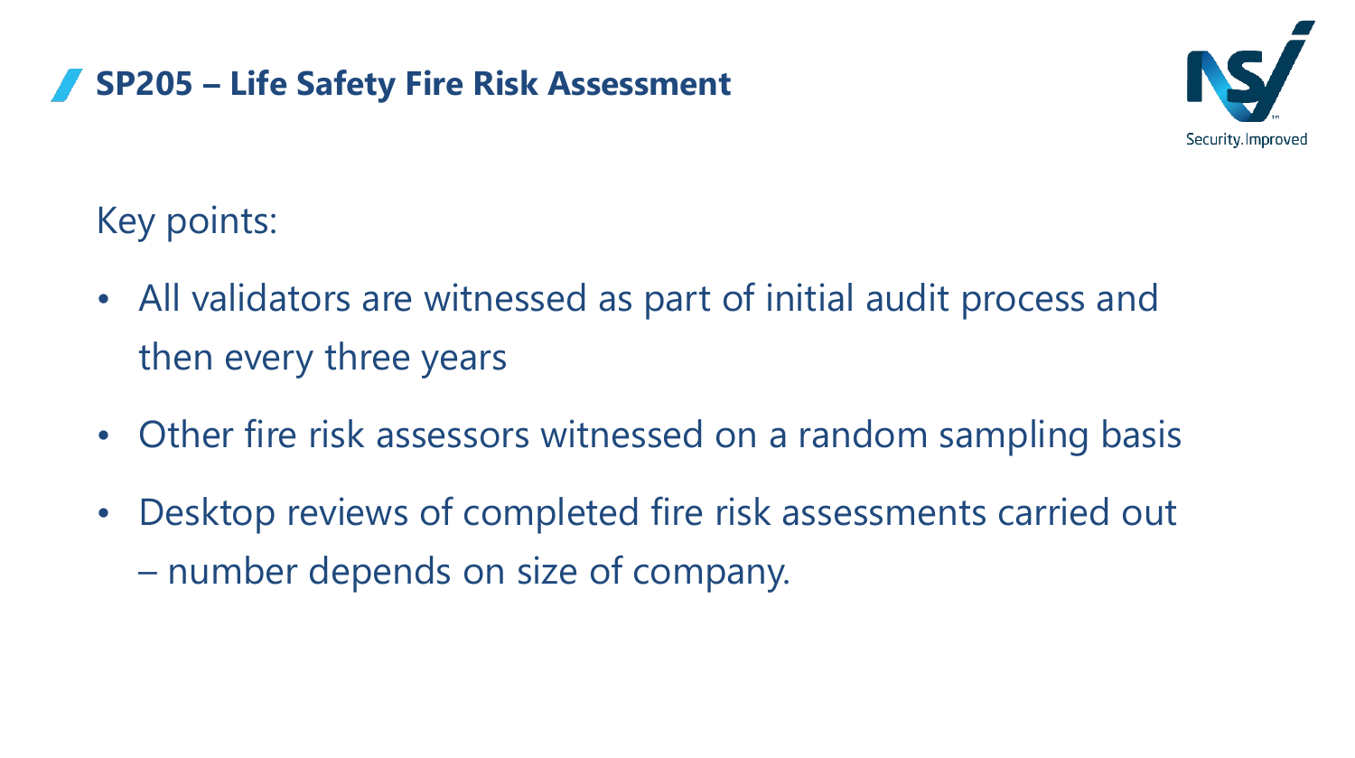# SP205 – Life Safety Fire Risk Assessment

Key points:

- All validators are witnessed as part of initial audit process and then every three years
- Other fire risk assessors witnessed on a random sampling basis
- Desktop reviews of completed fire risk assessments carried out – number depends on size of company.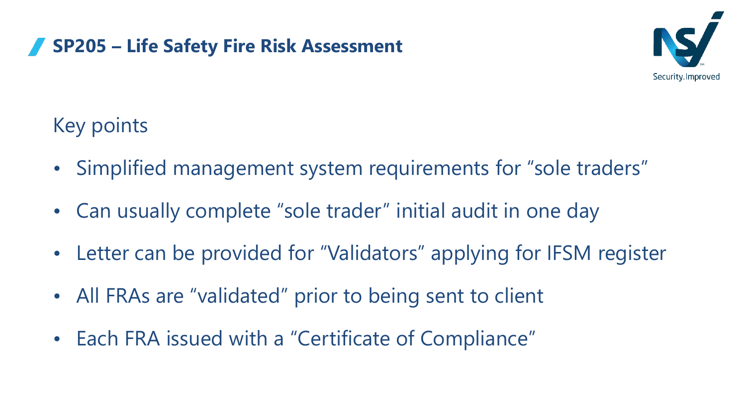## SP205 – Life Safety Fire Risk Assessment

Key points

- Simplified management system requirements for "sole traders"
- Can usually complete "sole trader" initial audit in one day
- Letter can be provided for "Validators" applying for IFSM register
- All FRAs are "validated" prior to being sent to client
- Each FRA issued with a "Certificate of Compliance"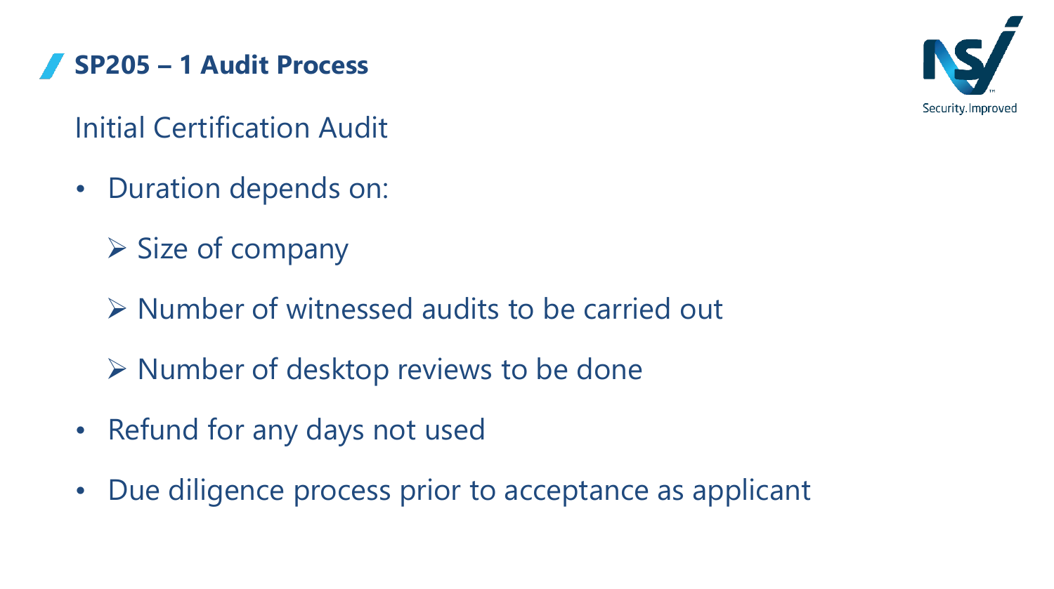## SP205 – 1 Audit Process

### Initial Certification Audit

- Duration depends on:
  - Size of company
  - Number of witnessed audits to be carried out
  - Number of desktop reviews to be done
- Refund for any days not used
- Due diligence process prior to acceptance as applicant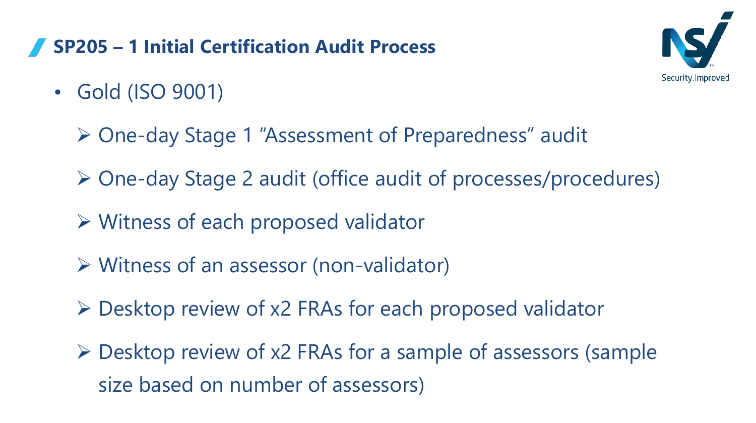## SP205 – 1 Initial Certification Audit Process

- Gold (ISO 9001)
  - One-day Stage 1 “Assessment of Preparedness” audit
  - One-day Stage 2 audit (office audit of processes/procedures)
  - Witness of each proposed validator
  - Witness of an assessor (non-validator)
  - Desktop review of x2 FRAs for each proposed validator
  - Desktop review of x2 FRAs for a sample of assessors (sample size based on number of assessors)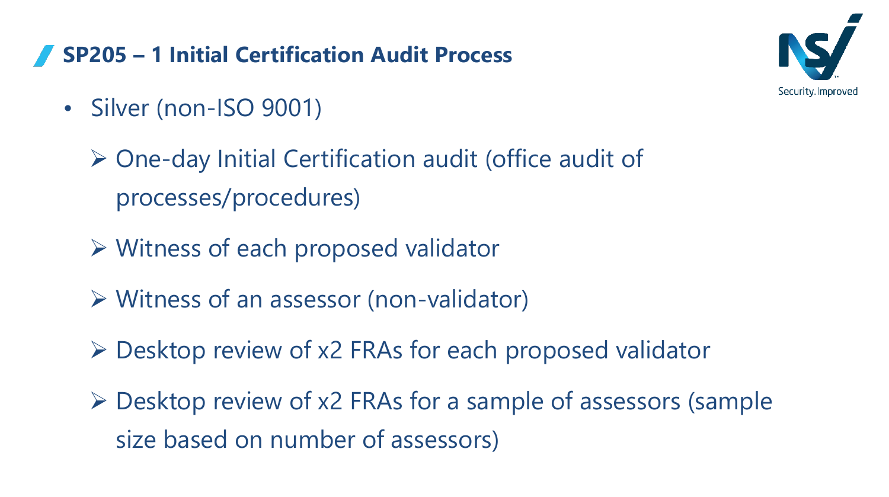## SP205 – 1 Initial Certification Audit Process

- Silver (non-ISO 9001)
  - One-day Initial Certification audit (office audit of processes/procedures)
  - Witness of each proposed validator
  - Witness of an assessor (non-validator)
  - Desktop review of x2 FRAs for each proposed validator
  - Desktop review of x2 FRAs for a sample of assessors (sample size based on number of assessors)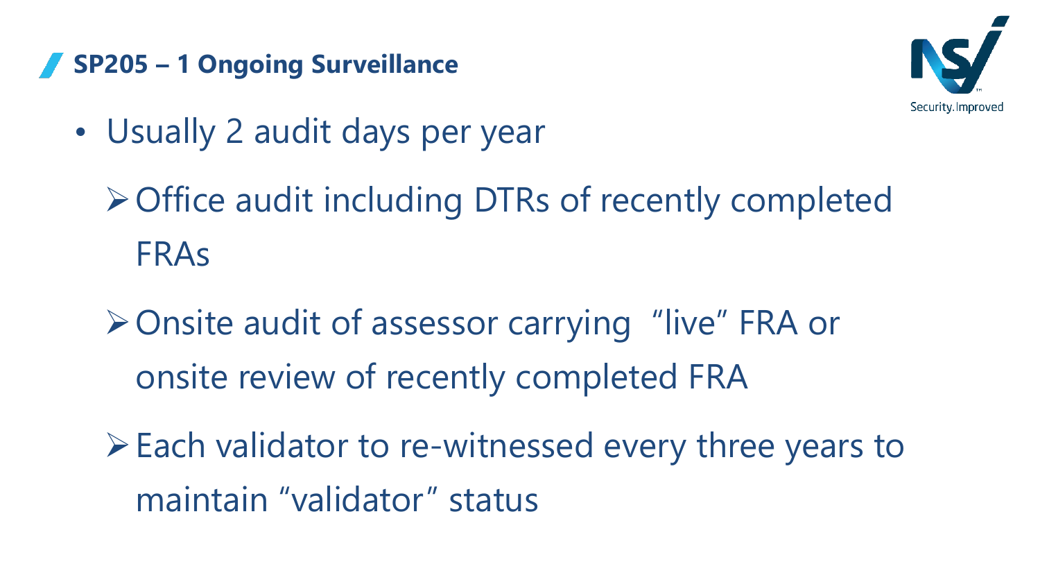## SP205 – 1 Ongoing Surveillance

- Usually 2 audit days per year
  - Office audit including DTRs of recently completed FRAs
  - Onsite audit of assessor carrying "live" FRA or onsite review of recently completed FRA
  - Each validator to re-witnessed every three years to maintain "validator" status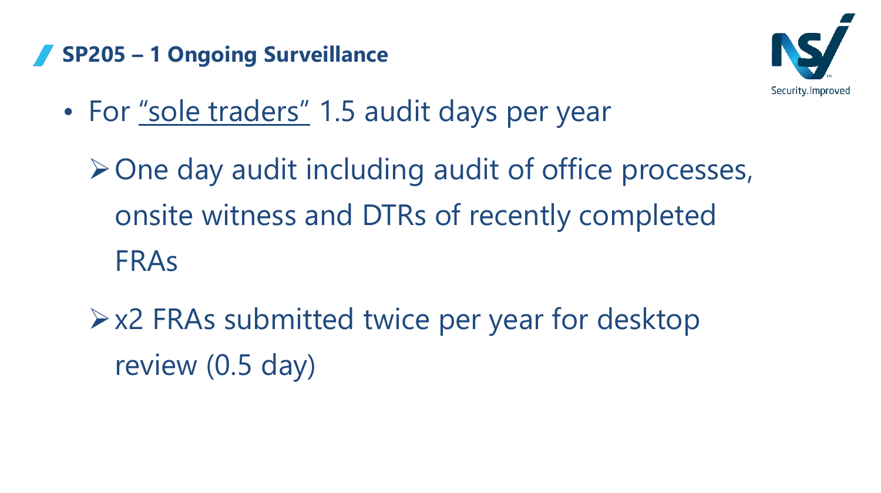## SP205 – 1 Ongoing Surveillance

- For "sole traders" 1.5 audit days per year
  - One day audit including audit of office processes, onsite witness and DTRs of recently completed FRAs
  - x2 FRAs submitted twice per year for desktop review (0.5 day)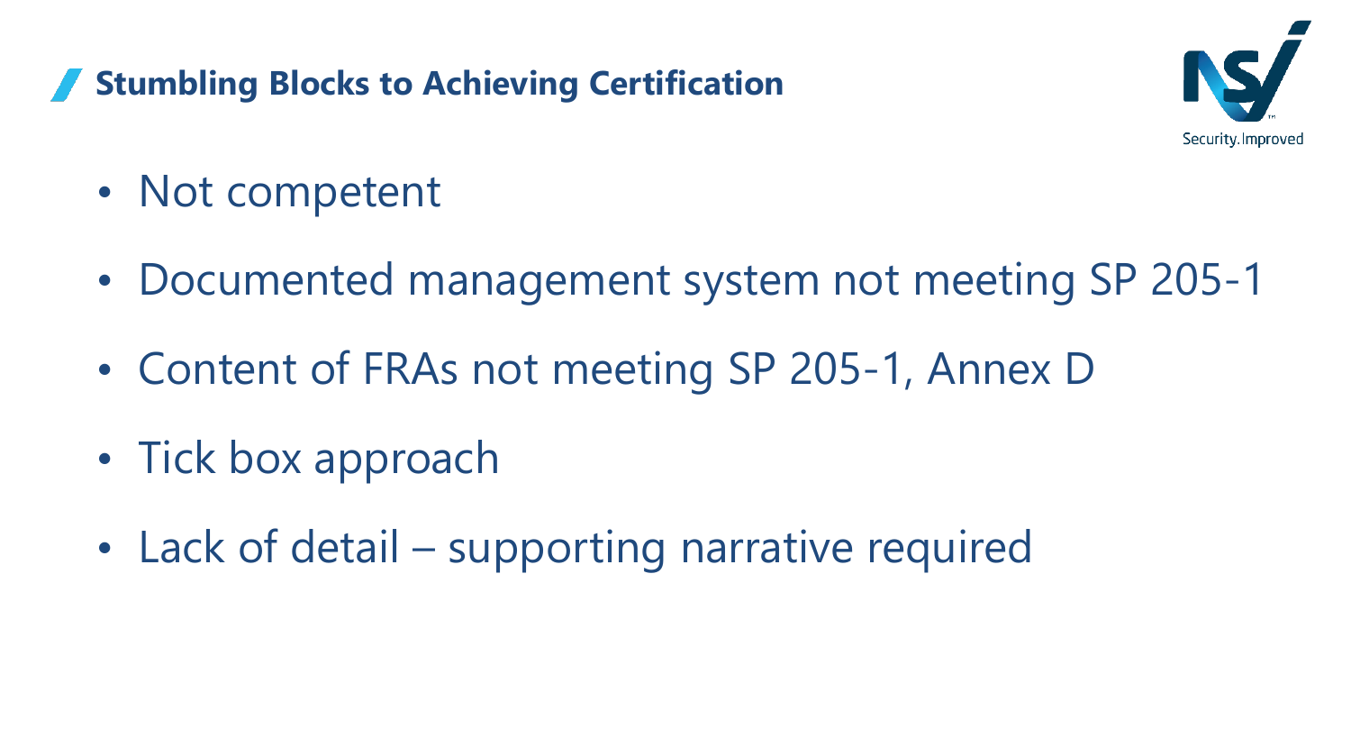## Stumbling Blocks to Achieving Certification

- Not competent
- Documented management system not meeting SP 205-1
- Content of FRAs not meeting SP 205-1, Annex D
- Tick box approach
- Lack of detail – supporting narrative required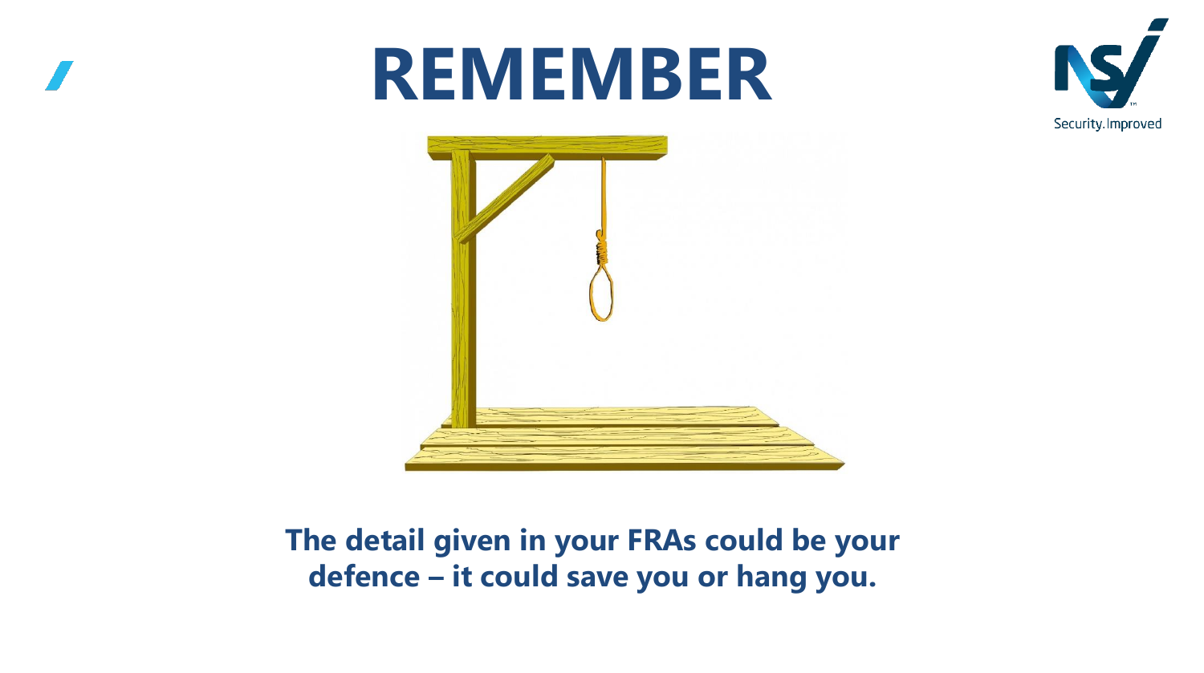# REMEMBER

**The detail given in your FRAs could be your defence – it could save you or hang you.**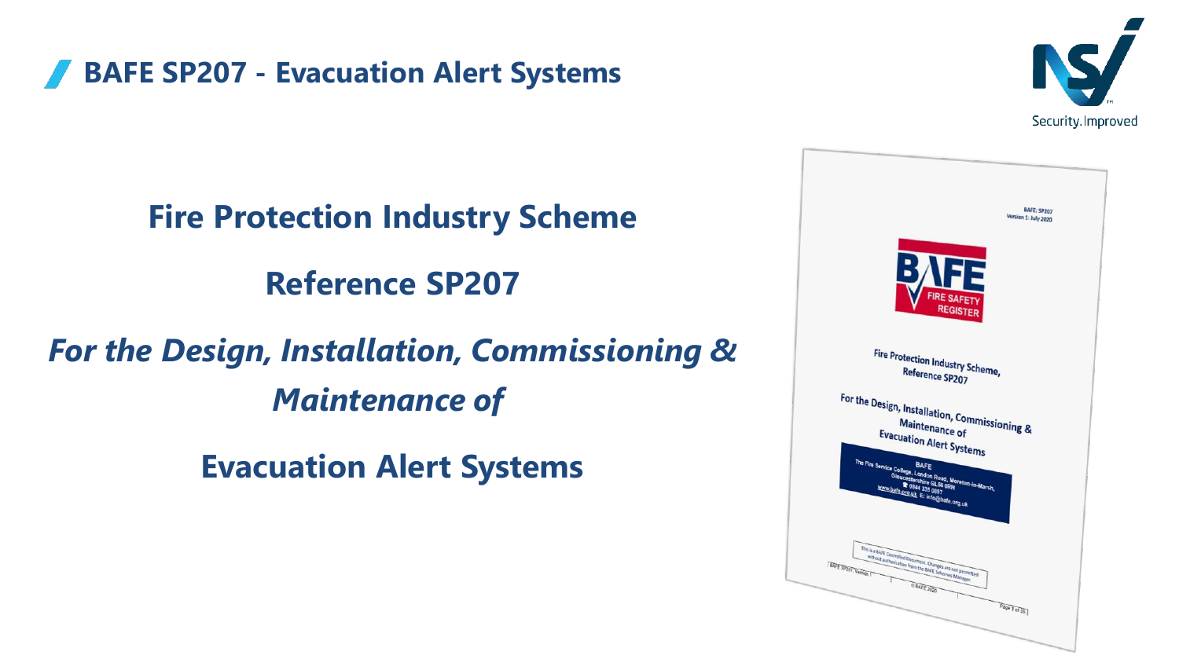# BAFE SP207 - Evacuation Alert Systems

## Fire Protection Industry Scheme

## Reference SP207

***For the Design, Installation, Commissioning & Maintenance of***

## Evacuation Alert Systems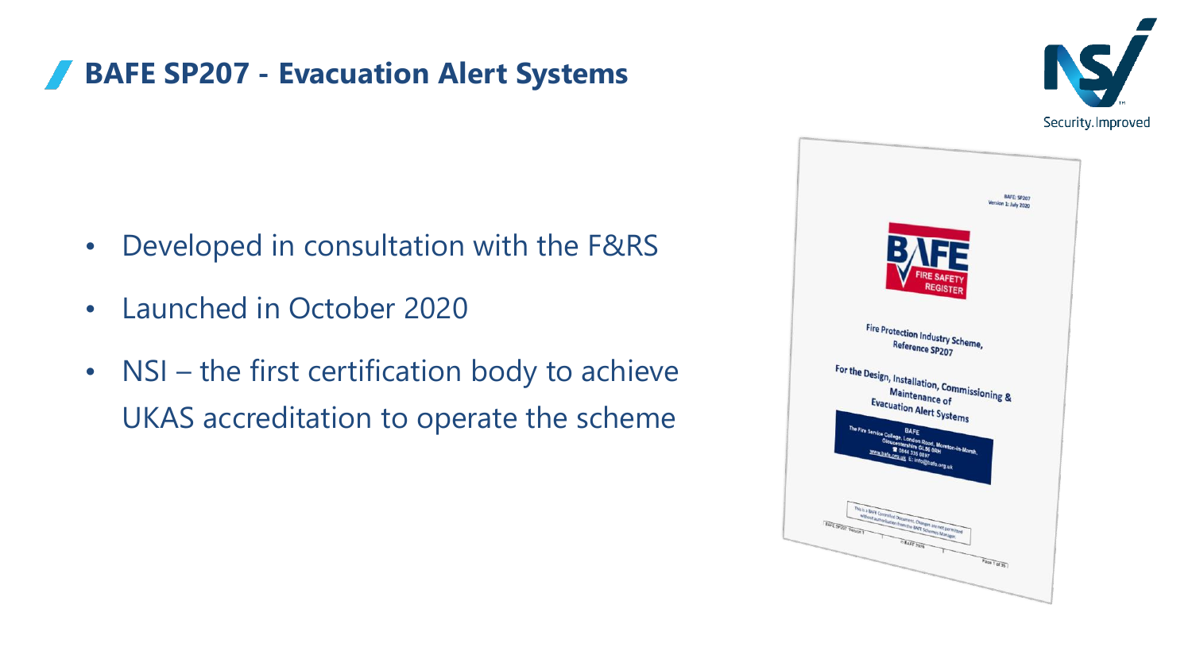# BAFE SP207 - Evacuation Alert Systems

- Developed in consultation with the F&RS
- Launched in October 2020
- NSI – the first certification body to achieve UKAS accreditation to operate the scheme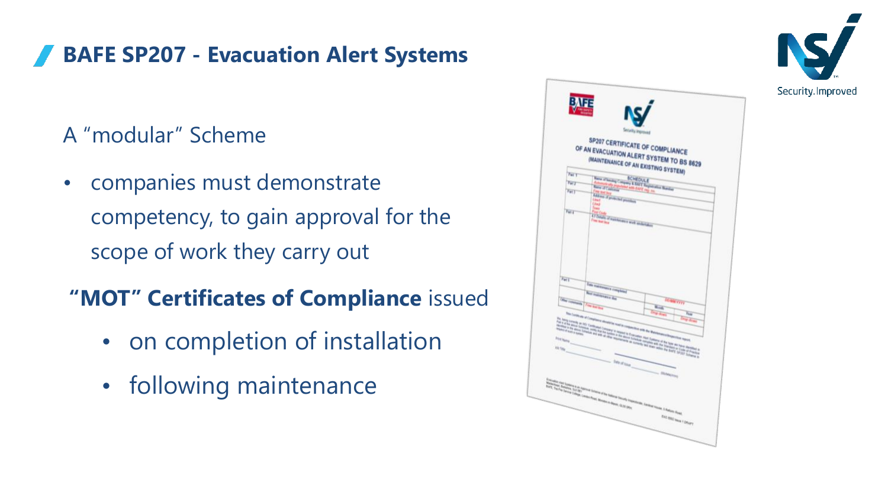# BAFE SP207 - Evacuation Alert Systems

A "modular" Scheme

- companies must demonstrate competency, to gain approval for the scope of work they carry out

**"MOT" Certificates of Compliance** issued

- on completion of installation
- following maintenance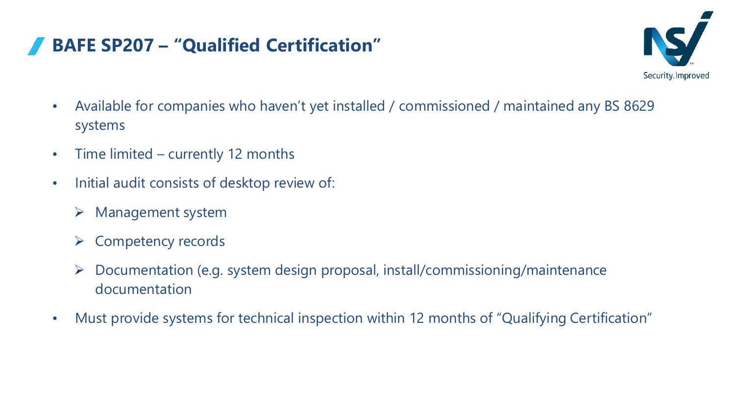# BAFE SP207 – "Qualified Certification"

- Available for companies who haven't yet installed / commissioned / maintained any BS 8629 systems
- Time limited – currently 12 months
- Initial audit consists of desktop review of:
  - Management system
  - Competency records
  - Documentation (e.g. system design proposal, install/commissioning/maintenance documentation
- Must provide systems for technical inspection within 12 months of "Qualifying Certification"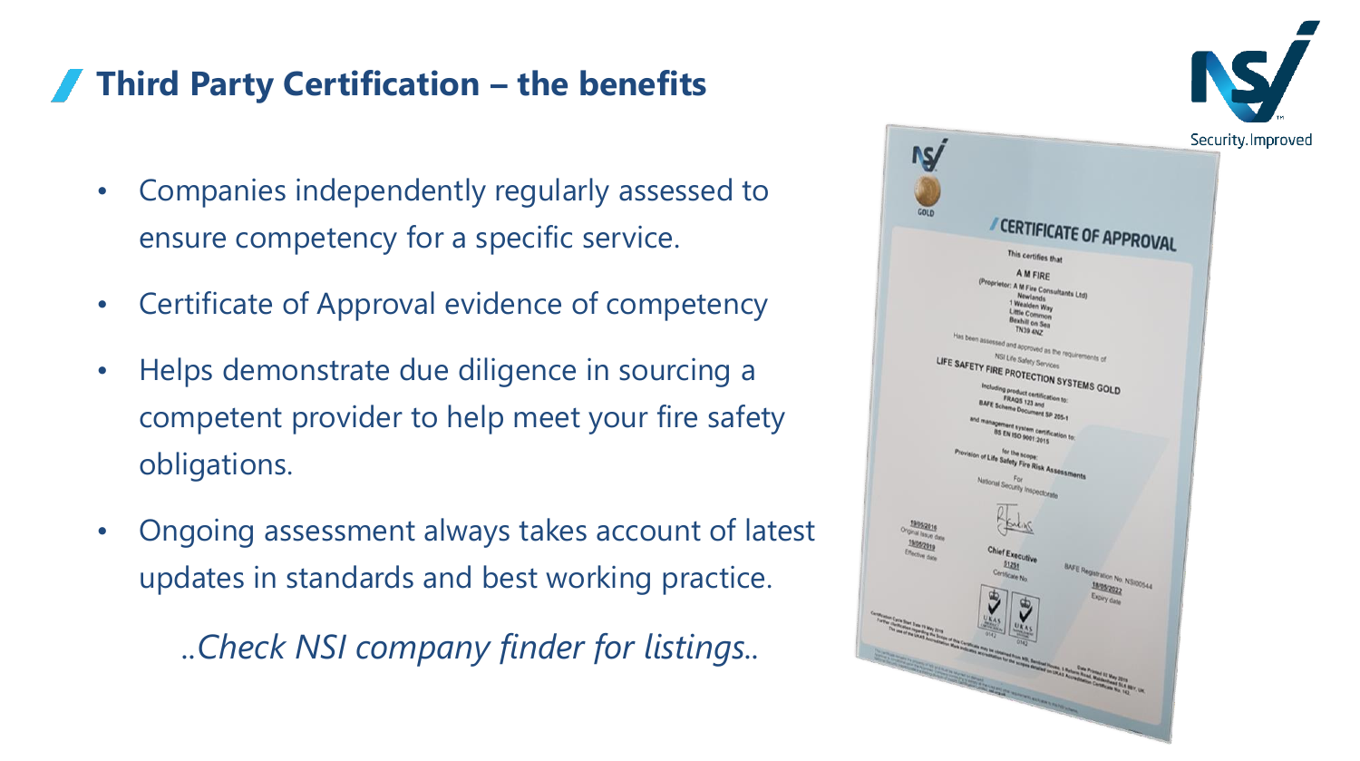# Third Party Certification – the benefits

- Companies independently regularly assessed to ensure competency for a specific service.
- Certificate of Approval evidence of competency
- Helps demonstrate due diligence in sourcing a competent provider to help meet your fire safety obligations.
- Ongoing assessment always takes account of latest updates in standards and best working practice.

*..Check NSI company finder for listings..*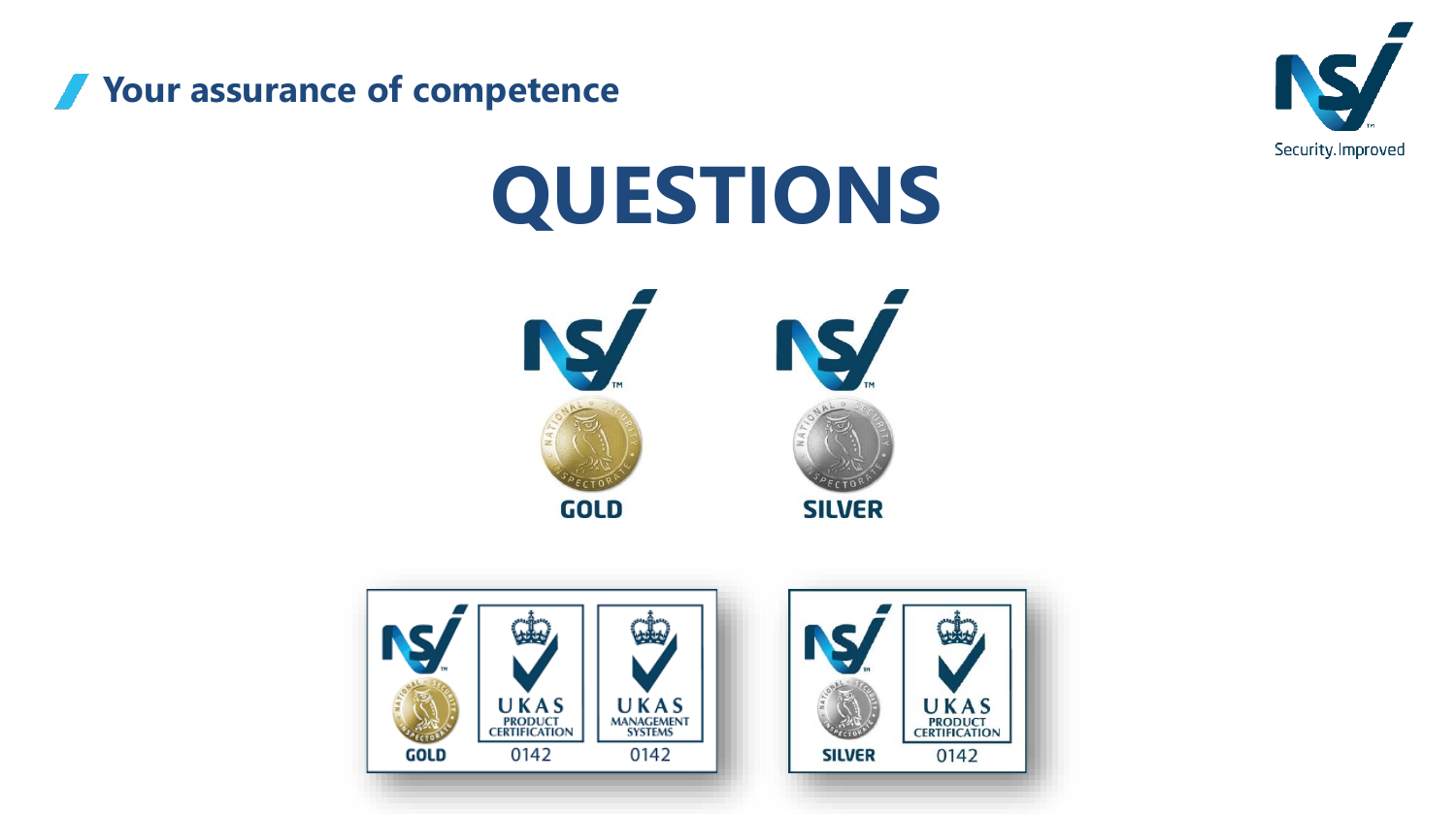Your assurance of competence

# QUESTIONS

GOLD

SILVER

GOLD — UKAS PRODUCT CERTIFICATION 0142 — UKAS MANAGEMENT SYSTEMS 0142

SILVER — UKAS PRODUCT CERTIFICATION 0142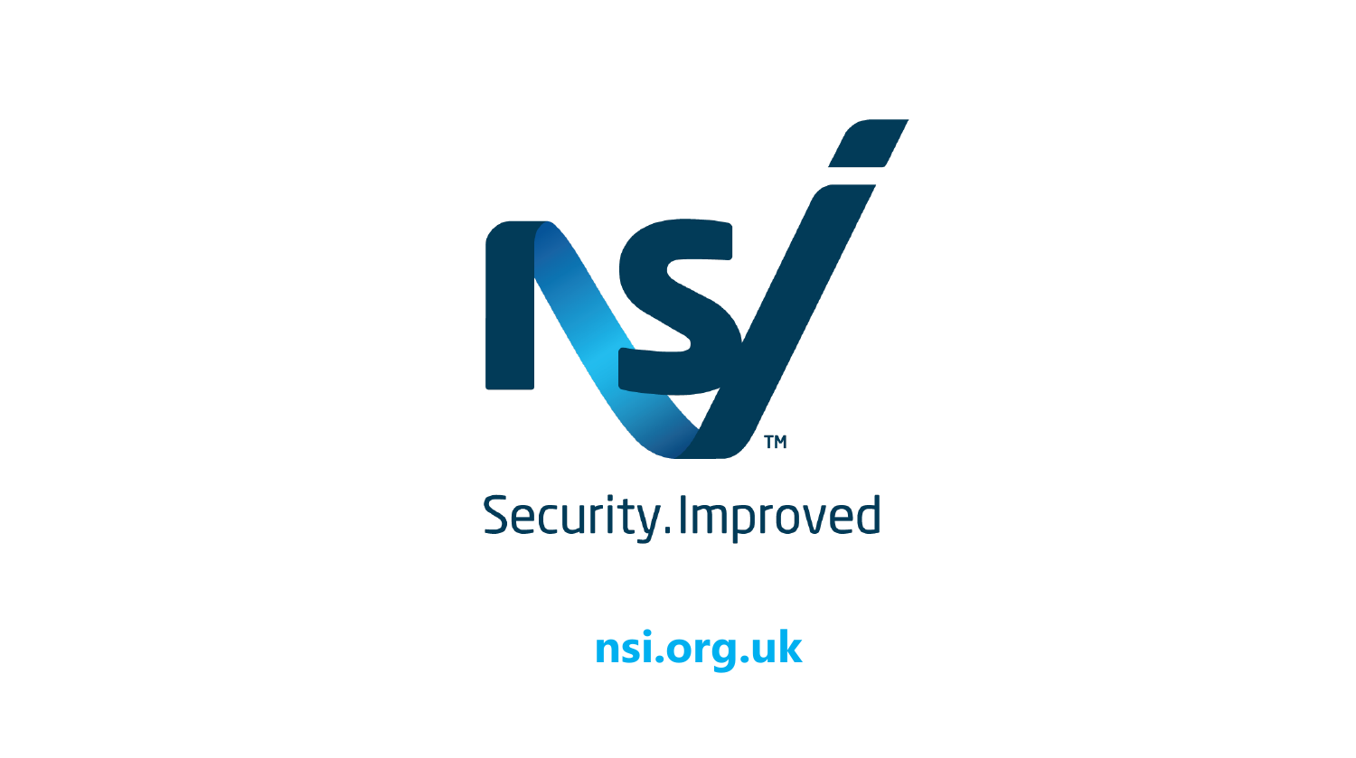NSI™

Security.Improved

nsi.org.uk